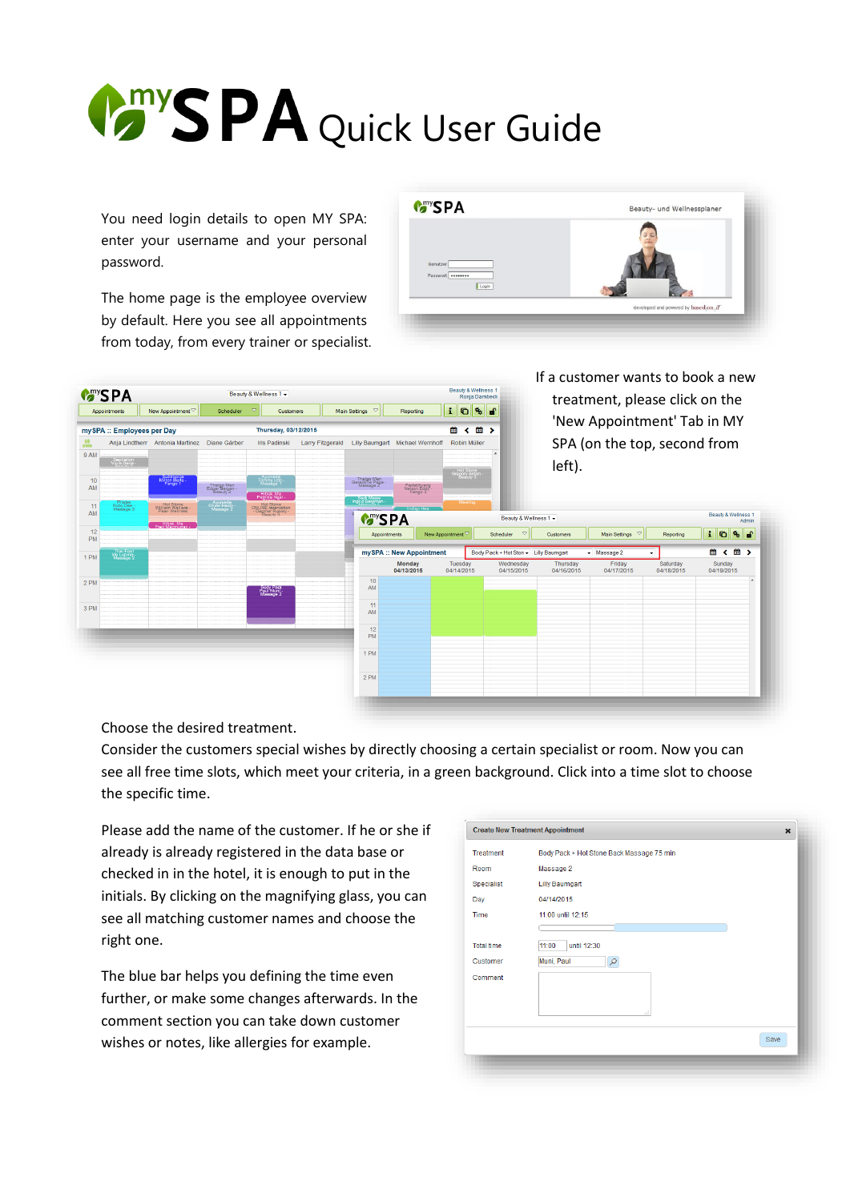# mySPA Quick User Guide

You need login details to open MY SPA: enter your username and your personal password.

The home page is the employee overview by default. Here you see all appointments from today, from every trainer or specialist.

If a customer wants to book a new treatment, please click on the 'New Appointment' Tab in MY SPA (on the top, second from left).

Choose the desired treatment.

Consider the customers special wishes by directly choosing a certain specialist or room. Now you can see all free time slots, which meet your criteria, in a green background. Click into a time slot to choose the specific time.

Please add the name of the customer. If he or she if already is already registered in the data base or checked in in the hotel, it is enough to put in the initials. By clicking on the magnifying glass, you can see all matching customer names and choose the right one.

The blue bar helps you defining the time even further, or make some changes afterwards. In the comment section you can take down customer wishes or notes, like allergies for example.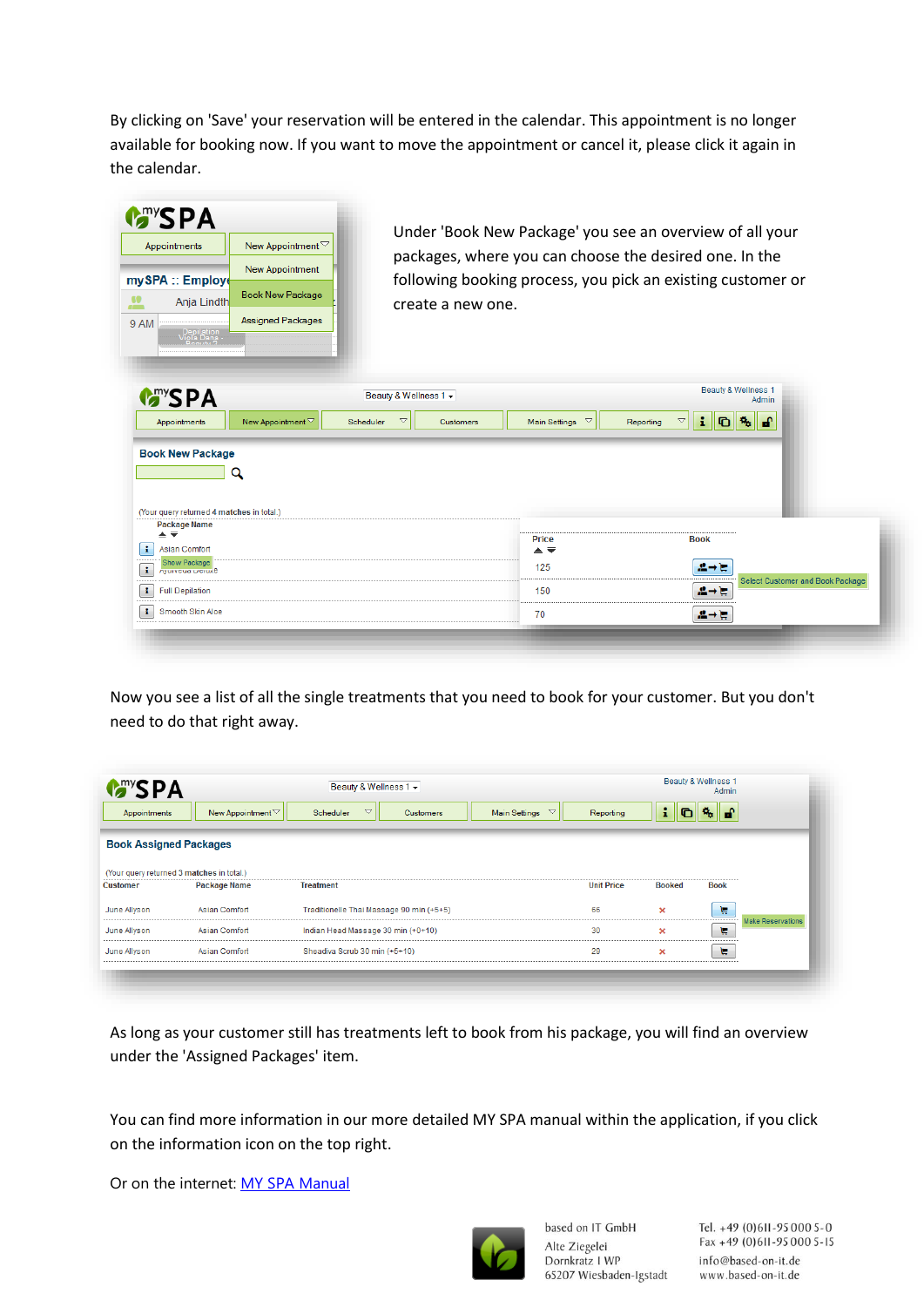By clicking on 'Save' your reservation will be entered in the calendar. This appointment is no longer available for booking now. If you want to move the appointment or cancel it, please click it again in the calendar.

Under 'Book New Package' you see an overview of all your packages, where you can choose the desired one. In the following booking process, you pick an existing customer or create a new one.

Now you see a list of all the single treatments that you need to book for your customer. But you don't need to do that right away.

As long as your customer still has treatments left to book from his package, you will find an overview under the 'Assigned Packages' item.

You can find more information in our more detailed MY SPA manual within the application, if you click on the information icon on the top right.

Or on the internet: [MY SPA Manual]

based on IT GmbH
Alte Ziegelei
Dornkratz I WP
65207 Wiesbaden-Igstadt

Tel. +49 (0)611-95 000 5-0
Fax +49 (0)611-95 000 5-15
info@based-on-it.de
www.based-on-it.de